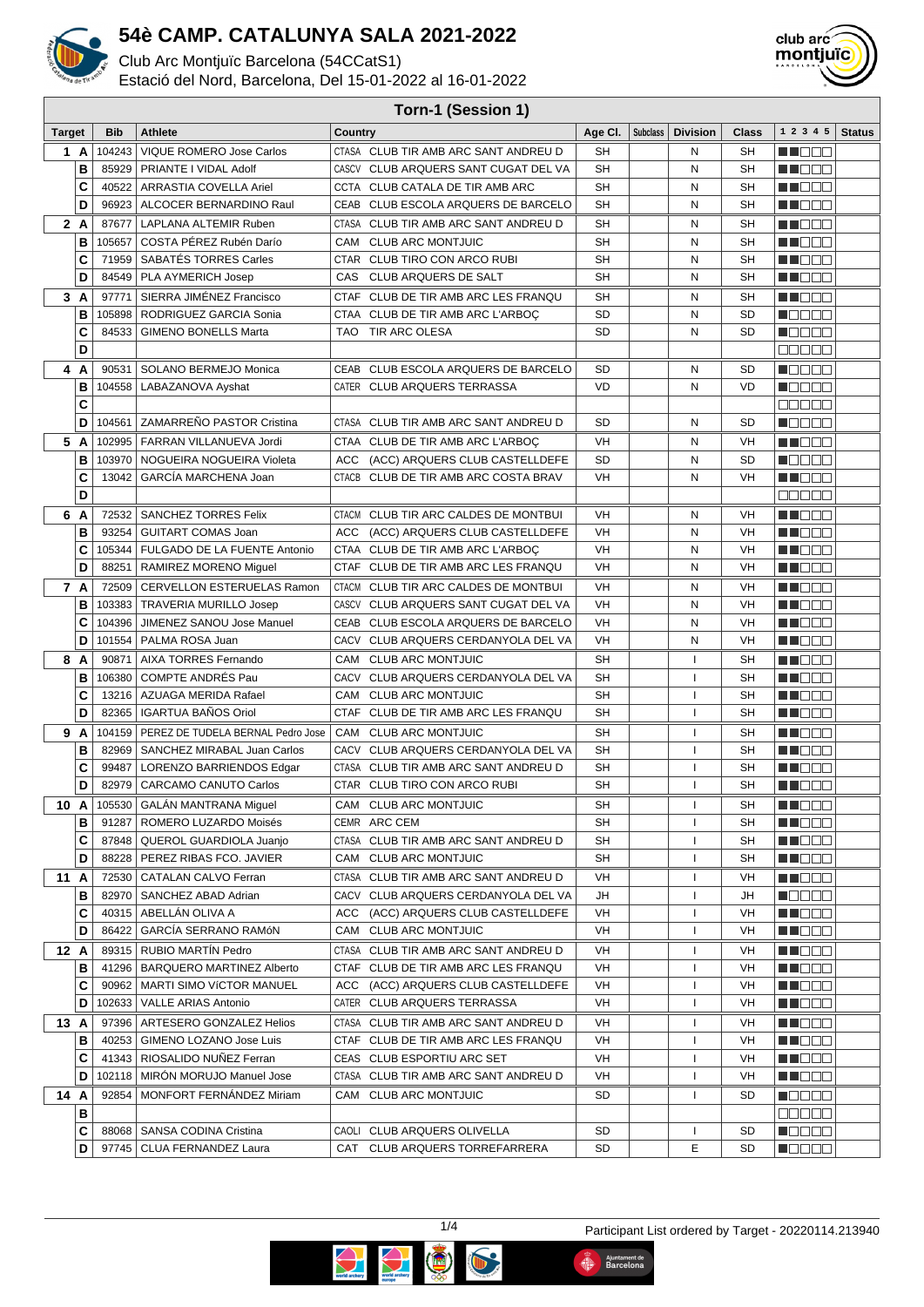# 54è CAMP. CATALUNYA SALA 2021-2022

Club Arc Montjuïc Barcelona (54CCatS1)
Estació del Nord, Barcelona, Del 15-01-2022 al 16-01-2022

## Torn-1 (Session 1)

| Target | | Bib | Athlete | Country | | Age Cl. | Subclass | Division | Class | 1 2 3 4 5 | Status |
|---|---|---|---|---|---|---|---|---|---|---|---|
| 1 | A | 104243 | VIQUE ROMERO Jose Carlos | CTASA | CLUB TIR AMB ARC SANT ANDREU D | SH | | N | SH | | |
| | B | 85929 | PRIANTE I VIDAL Adolf | CASCV | CLUB ARQUERS SANT CUGAT DEL VA | SH | | N | SH | | |
| | C | 40522 | ARRASTIA COVELLA Ariel | CCTA | CLUB CATALA DE TIR AMB ARC | SH | | N | SH | | |
| | D | 96923 | ALCOCER BERNARDINO Raul | CEAB | CLUB ESCOLA ARQUERS DE BARCELO | SH | | N | SH | | |
| 2 | A | 87677 | LAPLANA ALTEMIR Ruben | CTASA | CLUB TIR AMB ARC SANT ANDREU D | SH | | N | SH | | |
| | B | 105657 | COSTA PÉREZ Rubén Darío | CAM | CLUB ARC MONTJUIC | SH | | N | SH | | |
| | C | 71959 | SABATÉS TORRES Carles | CTAR | CLUB TIRO CON ARCO RUBI | SH | | N | SH | | |
| | D | 84549 | PLA AYMERICH Josep | CAS | CLUB ARQUERS DE SALT | SH | | N | SH | | |
| 3 | A | 97771 | SIERRA JIMÉNEZ Francisco | CTAF | CLUB DE TIR AMB ARC LES FRANQU | SH | | N | SH | | |
| | B | 105898 | RODRIGUEZ GARCIA Sonia | CTAA | CLUB DE TIR AMB ARC L'ARBOÇ | SD | | N | SD | | |
| | C | 84533 | GIMENO BONELLS Marta | TAO | TIR ARC OLESA | SD | | N | SD | | |
| | D | | | | | | | | | | |
| 4 | A | 90531 | SOLANO BERMEJO Monica | CEAB | CLUB ESCOLA ARQUERS DE BARCELO | SD | | N | SD | | |
| | B | 104558 | LABAZANOVA Ayshat | CATER | CLUB ARQUERS TERRASSA | VD | | N | VD | | |
| | C | | | | | | | | | | |
| | D | 104561 | ZAMARREÑO PASTOR Cristina | CTASA | CLUB TIR AMB ARC SANT ANDREU D | SD | | N | SD | | |
| 5 | A | 102995 | FARRAN VILLANUEVA Jordi | CTAA | CLUB DE TIR AMB ARC L'ARBOÇ | VH | | N | VH | | |
| | B | 103970 | NOGUEIRA NOGUEIRA Violeta | ACC | (ACC) ARQUERS CLUB CASTELLDEFE | SD | | N | SD | | |
| | C | 13042 | GARCÍA MARCHENA Joan | CTACB | CLUB DE TIR AMB ARC COSTA BRAV | VH | | N | VH | | |
| | D | | | | | | | | | | |
| 6 | A | 72532 | SANCHEZ TORRES Felix | CTACM | CLUB TIR ARC CALDES DE MONTBUI | VH | | N | VH | | |
| | B | 93254 | GUITART COMAS Joan | ACC | (ACC) ARQUERS CLUB CASTELLDEFE | VH | | N | VH | | |
| | C | 105344 | FULGADO DE LA FUENTE Antonio | CTAA | CLUB DE TIR AMB ARC L'ARBOÇ | VH | | N | VH | | |
| | D | 88251 | RAMIREZ MORENO Miguel | CTAF | CLUB DE TIR AMB ARC LES FRANQU | VH | | N | VH | | |
| 7 | A | 72509 | CERVELLON ESTERUELAS Ramon | CTACM | CLUB TIR ARC CALDES DE MONTBUI | VH | | N | VH | | |
| | B | 103383 | TRAVERIA MURILLO Josep | CASCV | CLUB ARQUERS SANT CUGAT DEL VA | VH | | N | VH | | |
| | C | 104396 | JIMENEZ SANOU Jose Manuel | CEAB | CLUB ESCOLA ARQUERS DE BARCELO | VH | | N | VH | | |
| | D | 101554 | PALMA ROSA Juan | CACV | CLUB ARQUERS CERDANYOLA DEL VA | VH | | N | VH | | |
| 8 | A | 90871 | AIXA TORRES Fernando | CAM | CLUB ARC MONTJUIC | SH | | I | SH | | |
| | B | 106380 | COMPTE ANDRÉS Pau | CACV | CLUB ARQUERS CERDANYOLA DEL VA | SH | | I | SH | | |
| | C | 13216 | AZUAGA MERIDA Rafael | CAM | CLUB ARC MONTJUIC | SH | | I | SH | | |
| | D | 82365 | IGARTUA BAÑOS Oriol | CTAF | CLUB DE TIR AMB ARC LES FRANQU | SH | | I | SH | | |
| 9 | A | 104159 | PEREZ DE TUDELA BERNAL Pedro Jose | CAM | CLUB ARC MONTJUIC | SH | | I | SH | | |
| | B | 82969 | SANCHEZ MIRABAL Juan Carlos | CACV | CLUB ARQUERS CERDANYOLA DEL VA | SH | | I | SH | | |
| | C | 99487 | LORENZO BARRIENDOS Edgar | CTASA | CLUB TIR AMB ARC SANT ANDREU D | SH | | I | SH | | |
| | D | 82979 | CARCAMO CANUTO Carlos | CTAR | CLUB TIRO CON ARCO RUBI | SH | | I | SH | | |
| 10 | A | 105530 | GALÁN MANTRANA Miguel | CAM | CLUB ARC MONTJUIC | SH | | I | SH | | |
| | B | 91287 | ROMERO LUZARDO Moisés | CEMR | ARC CEM | SH | | I | SH | | |
| | C | 87848 | QUEROL GUARDIOLA Juanjo | CTASA | CLUB TIR AMB ARC SANT ANDREU D | SH | | I | SH | | |
| | D | 88228 | PEREZ RIBAS FCO. JAVIER | CAM | CLUB ARC MONTJUIC | SH | | I | SH | | |
| 11 | A | 72530 | CATALAN CALVO Ferran | CTASA | CLUB TIR AMB ARC SANT ANDREU D | VH | | I | VH | | |
| | B | 82970 | SANCHEZ ABAD Adrian | CACV | CLUB ARQUERS CERDANYOLA DEL VA | JH | | I | JH | | |
| | C | 40315 | ABELLÁN OLIVA A | ACC | (ACC) ARQUERS CLUB CASTELLDEFE | VH | | I | VH | | |
| | D | 86422 | GARCÍA SERRANO RAMóN | CAM | CLUB ARC MONTJUIC | VH | | I | VH | | |
| 12 | A | 89315 | RUBIO MARTÍN Pedro | CTASA | CLUB TIR AMB ARC SANT ANDREU D | VH | | I | VH | | |
| | B | 41296 | BARQUERO MARTINEZ Alberto | CTAF | CLUB DE TIR AMB ARC LES FRANQU | VH | | I | VH | | |
| | C | 90962 | MARTI SIMO VíCTOR MANUEL | ACC | (ACC) ARQUERS CLUB CASTELLDEFE | VH | | I | VH | | |
| | D | 102633 | VALLE ARIAS Antonio | CATER | CLUB ARQUERS TERRASSA | VH | | I | VH | | |
| 13 | A | 97396 | ARTESERO GONZALEZ Helios | CTASA | CLUB TIR AMB ARC SANT ANDREU D | VH | | I | VH | | |
| | B | 40253 | GIMENO LOZANO Jose Luis | CTAF | CLUB DE TIR AMB ARC LES FRANQU | VH | | I | VH | | |
| | C | 41343 | RIOSALIDO NUÑEZ Ferran | CEAS | CLUB ESPORTIU ARC SET | VH | | I | VH | | |
| | D | 102118 | MIRÓN MORUJO Manuel Jose | CTASA | CLUB TIR AMB ARC SANT ANDREU D | VH | | I | VH | | |
| 14 | A | 92854 | MONFORT FERNÁNDEZ Miriam | CAM | CLUB ARC MONTJUIC | SD | | I | SD | | |
| | B | | | | | | | | | | |
| | C | 88068 | SANSA CODINA Cristina | CAOLI | CLUB ARQUERS OLIVELLA | SD | | I | SD | | |
| | D | 97745 | CLUA FERNANDEZ Laura | CAT | CLUB ARQUERS TORREFARRERA | SD | | E | SD | | |

Participant List ordered by Target - 20220114.213940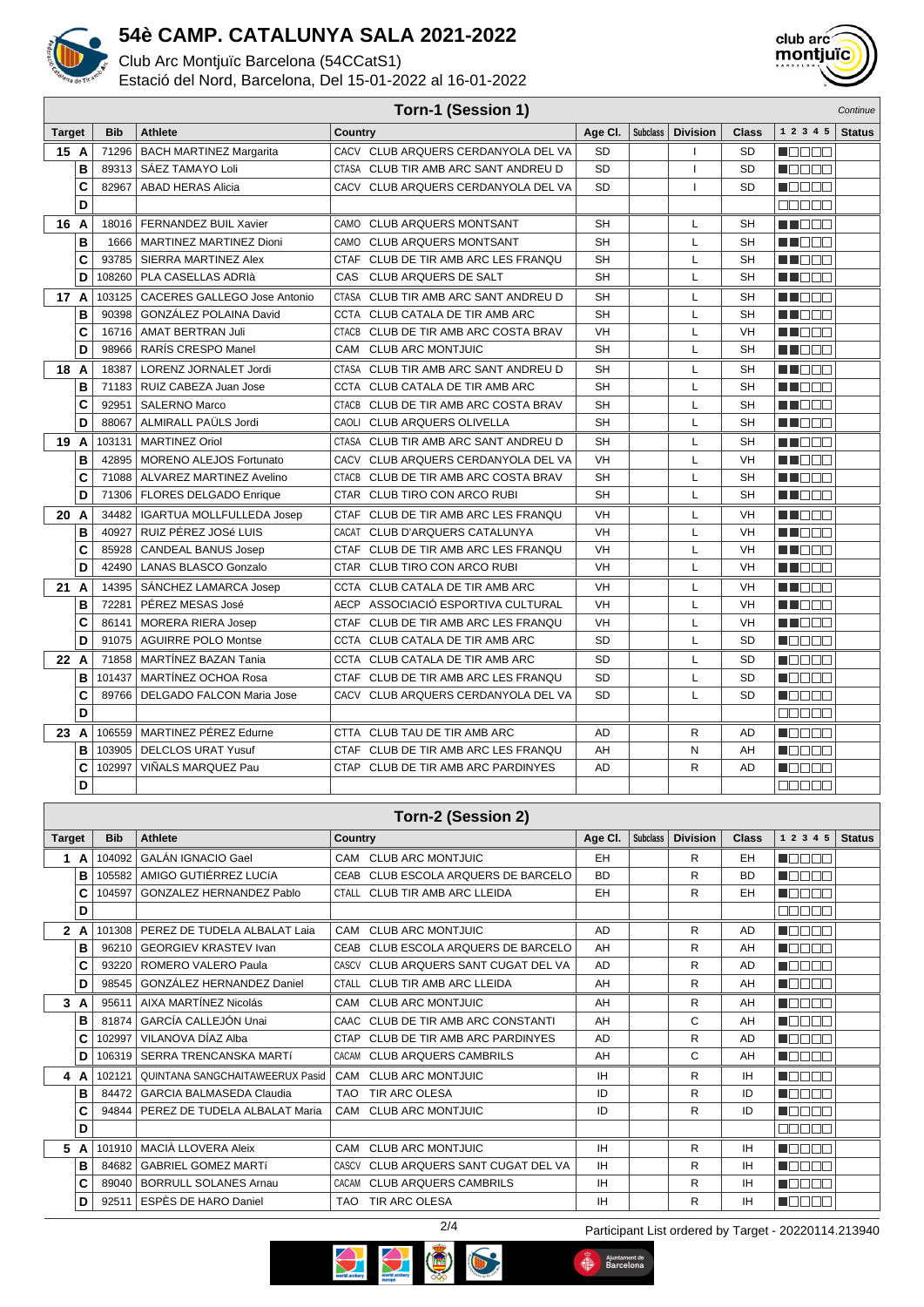# 54è CAMP. CATALUNYA SALA 2021-2022

Club Arc Montjuïc Barcelona (54CCatS1)
Estació del Nord, Barcelona, Del 15-01-2022 al 16-01-2022

## Torn-1 (Session 1)

*Continue*

| Target | Bib | Athlete | Country | Age Cl. | Subclass | Division | Class | 1 2 3 4 5 | Status |
|---|---|---|---|---|---|---|---|---|---|
| 15 A | 71296 | BACH MARTINEZ Margarita | CACV CLUB ARQUERS CERDANYOLA DEL VA | SD | | I | SD | | |
| B | 89313 | SÁEZ TAMAYO Loli | CTASA CLUB TIR AMB ARC SANT ANDREU D | SD | | I | SD | | |
| C | 82967 | ABAD HERAS Alicia | CACV CLUB ARQUERS CERDANYOLA DEL VA | SD | | I | SD | | |
| D | | | | | | | | | |
| 16 A | 18016 | FERNANDEZ BUIL Xavier | CAMO CLUB ARQUERS MONTSANT | SH | | L | SH | | |
| B | 1666 | MARTINEZ MARTINEZ Dioni | CAMO CLUB ARQUERS MONTSANT | SH | | L | SH | | |
| C | 93785 | SIERRA MARTINEZ Alex | CTAF CLUB DE TIR AMB ARC LES FRANQU | SH | | L | SH | | |
| D | 108260 | PLA CASELLAS ADRIà | CAS CLUB ARQUERS DE SALT | SH | | L | SH | | |
| 17 A | 103125 | CACERES GALLEGO Jose Antonio | CTASA CLUB TIR AMB ARC SANT ANDREU D | SH | | L | SH | | |
| B | 90398 | GONZÁLEZ POLAINA David | CCTA CLUB CATALA DE TIR AMB ARC | SH | | L | SH | | |
| C | 16716 | AMAT BERTRAN Juli | CTACB CLUB DE TIR AMB ARC COSTA BRAV | VH | | L | VH | | |
| D | 98966 | RARÍS CRESPO Manel | CAM CLUB ARC MONTJUIC | SH | | L | SH | | |
| 18 A | 18387 | LORENZ JORNALET Jordi | CTASA CLUB TIR AMB ARC SANT ANDREU D | SH | | L | SH | | |
| B | 71183 | RUIZ CABEZA Juan Jose | CCTA CLUB CATALA DE TIR AMB ARC | SH | | L | SH | | |
| C | 92951 | SALERNO Marco | CTACB CLUB DE TIR AMB ARC COSTA BRAV | SH | | L | SH | | |
| D | 88067 | ALMIRALL PAÜLS Jordi | CAOLI CLUB ARQUERS OLIVELLA | SH | | L | SH | | |
| 19 A | 103131 | MARTINEZ Oriol | CTASA CLUB TIR AMB ARC SANT ANDREU D | SH | | L | SH | | |
| B | 42895 | MORENO ALEJOS Fortunato | CACV CLUB ARQUERS CERDANYOLA DEL VA | VH | | L | VH | | |
| C | 71088 | ALVAREZ MARTINEZ Avelino | CTACB CLUB DE TIR AMB ARC COSTA BRAV | SH | | L | SH | | |
| D | 71306 | FLORES DELGADO Enrique | CTAR CLUB TIRO CON ARCO RUBI | SH | | L | SH | | |
| 20 A | 34482 | IGARTUA MOLLFULLEDA Josep | CTAF CLUB DE TIR AMB ARC LES FRANQU | VH | | L | VH | | |
| B | 40927 | RUIZ PÉREZ JOSé LUIS | CACAT CLUB D'ARQUERS CATALUNYA | VH | | L | VH | | |
| C | 85928 | CANDEAL BANUS Josep | CTAF CLUB DE TIR AMB ARC LES FRANQU | VH | | L | VH | | |
| D | 42490 | LANAS BLASCO Gonzalo | CTAR CLUB TIRO CON ARCO RUBI | VH | | L | VH | | |
| 21 A | 14395 | SÁNCHEZ LAMARCA Josep | CCTA CLUB CATALA DE TIR AMB ARC | VH | | L | VH | | |
| B | 72281 | PÉREZ MESAS José | AECP ASSOCIACIÓ ESPORTIVA CULTURAL | VH | | L | VH | | |
| C | 86141 | MORERA RIERA Josep | CTAF CLUB DE TIR AMB ARC LES FRANQU | VH | | L | VH | | |
| D | 91075 | AGUIRRE POLO Montse | CCTA CLUB CATALA DE TIR AMB ARC | SD | | L | SD | | |
| 22 A | 71858 | MARTÍNEZ BAZAN Tania | CCTA CLUB CATALA DE TIR AMB ARC | SD | | L | SD | | |
| B | 101437 | MARTÍNEZ OCHOA Rosa | CTAF CLUB DE TIR AMB ARC LES FRANQU | SD | | L | SD | | |
| C | 89766 | DELGADO FALCON Maria Jose | CACV CLUB ARQUERS CERDANYOLA DEL VA | SD | | L | SD | | |
| D | | | | | | | | | |
| 23 A | 106559 | MARTINEZ PÉREZ Edurne | CTTA CLUB TAU DE TIR AMB ARC | AD | | R | AD | | |
| B | 103905 | DELCLOS URAT Yusuf | CTAF CLUB DE TIR AMB ARC LES FRANQU | AH | | N | AH | | |
| C | 102997 | VIÑALS MARQUEZ Pau | CTAP CLUB DE TIR AMB ARC PARDINYES | AD | | R | AD | | |
| D | | | | | | | | | |

## Torn-2 (Session 2)

| Target | Bib | Athlete | Country | Age Cl. | Subclass | Division | Class | 1 2 3 4 5 | Status |
|---|---|---|---|---|---|---|---|---|---|
| 1 A | 104092 | GALÁN IGNACIO Gael | CAM CLUB ARC MONTJUIC | EH | | R | EH | | |
| B | 105582 | AMIGO GUTIÉRREZ LUCÍA | CEAB CLUB ESCOLA ARQUERS DE BARCELO | BD | | R | BD | | |
| C | 104597 | GONZALEZ HERNANDEZ Pablo | CTALL CLUB TIR AMB ARC LLEIDA | EH | | R | EH | | |
| D | | | | | | | | | |
| 2 A | 101308 | PEREZ DE TUDELA ALBALAT Laia | CAM CLUB ARC MONTJUIC | AD | | R | AD | | |
| B | 96210 | GEORGIEV KRASTEV Ivan | CEAB CLUB ESCOLA ARQUERS DE BARCELO | AH | | R | AH | | |
| C | 93220 | ROMERO VALERO Paula | CASCV CLUB ARQUERS SANT CUGAT DEL VA | AD | | R | AD | | |
| D | 98545 | GONZÁLEZ HERNANDEZ Daniel | CTALL CLUB TIR AMB ARC LLEIDA | AH | | R | AH | | |
| 3 A | 95611 | AIXA MARTÍNEZ Nicolás | CAM CLUB ARC MONTJUIC | AH | | R | AH | | |
| B | 81874 | GARCÍA CALLEJÓN Unai | CAAC CLUB DE TIR AMB ARC CONSTANTI | AH | | C | AH | | |
| C | 102997 | VILANOVA DÍAZ Alba | CTAP CLUB DE TIR AMB ARC PARDINYES | AD | | R | AD | | |
| D | 106319 | SERRA TRENCANSKA MARTÍ | CACAM CLUB ARQUERS CAMBRILS | AH | | C | AH | | |
| 4 A | 102121 | QUINTANA SANGCHAITAWEERUX Pasid | CAM CLUB ARC MONTJUIC | IH | | R | IH | | |
| B | 84472 | GARCIA BALMASEDA Claudia | TAO TIR ARC OLESA | ID | | R | ID | | |
| C | 94844 | PEREZ DE TUDELA ALBALAT Maria | CAM CLUB ARC MONTJUIC | ID | | R | ID | | |
| D | | | | | | | | | |
| 5 A | 101910 | MACIÀ LLOVERA Aleix | CAM CLUB ARC MONTJUIC | IH | | R | IH | | |
| B | 84682 | GABRIEL GOMEZ MARTÍ | CASCV CLUB ARQUERS SANT CUGAT DEL VA | IH | | R | IH | | |
| C | 89040 | BORRULL SOLANES Arnau | CACAM CLUB ARQUERS CAMBRILS | IH | | R | IH | | |
| D | 92511 | ESPÈS DE HARO Daniel | TAO TIR ARC OLESA | IH | | R | IH | | |

Participant List ordered by Target - 20220114.213940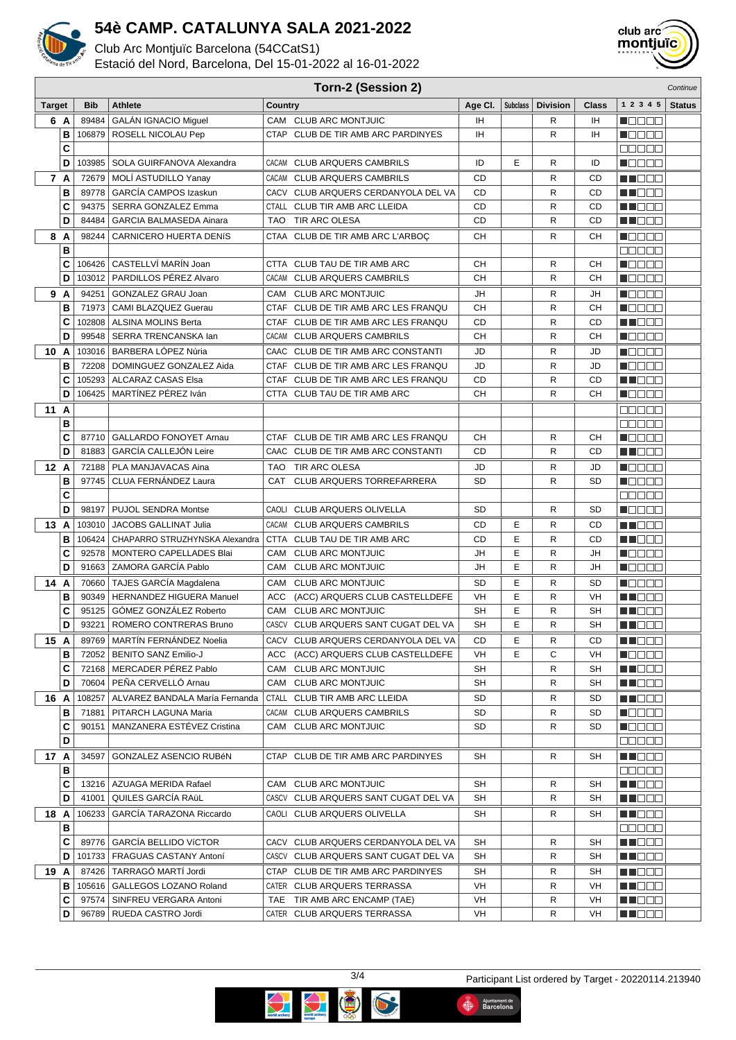# 54è CAMP. CATALUNYA SALA 2021-2022

Club Arc Montjuïc Barcelona (54CCatS1)

Estació del Nord, Barcelona, Del 15-01-2022 al 16-01-2022

## Torn-2 (Session 2)

*Continue*

| Target | | Bib | Athlete | Country | | Age Cl. | Subclass | Division | Class | 1 2 3 4 5 | Status |
|---|---|---|---|---|---|---|---|---|---|---|---|
| 6 | A | 89484 | GALÁN IGNACIO Miguel | CAM | CLUB ARC MONTJUIC | IH | | R | IH | | |
| | B | 106879 | ROSELL NICOLAU Pep | CTAP | CLUB DE TIR AMB ARC PARDINYES | IH | | R | IH | | |
| | C | | | | | | | | | | |
| | D | 103985 | SOLA GUIRFANOVA Alexandra | CACAM | CLUB ARQUERS CAMBRILS | ID | E | R | ID | | |
| 7 | A | 72679 | MOLÍ ASTUDILLO Yanay | CACAM | CLUB ARQUERS CAMBRILS | CD | | R | CD | | |
| | B | 89778 | GARCÍA CAMPOS Izaskun | CACV | CLUB ARQUERS CERDANYOLA DEL VA | CD | | R | CD | | |
| | C | 94375 | SERRA GONZALEZ Emma | CTALL | CLUB TIR AMB ARC LLEIDA | CD | | R | CD | | |
| | D | 84484 | GARCIA BALMASEDA Ainara | TAO | TIR ARC OLESA | CD | | R | CD | | |
| 8 | A | 98244 | CARNICERO HUERTA DENíS | CTAA | CLUB DE TIR AMB ARC L'ARBOÇ | CH | | R | CH | | |
| | B | | | | | | | | | | |
| | C | 106426 | CASTELLVÍ MARÍN Joan | CTTA | CLUB TAU DE TIR AMB ARC | CH | | R | CH | | |
| | D | 103012 | PARDILLOS PÉREZ Alvaro | CACAM | CLUB ARQUERS CAMBRILS | CH | | R | CH | | |
| 9 | A | 94251 | GONZALEZ GRAU Joan | CAM | CLUB ARC MONTJUIC | JH | | R | JH | | |
| | B | 71973 | CAMI BLAZQUEZ Guerau | CTAF | CLUB DE TIR AMB ARC LES FRANQU | CH | | R | CH | | |
| | C | 102808 | ALSINA MOLINS Berta | CTAF | CLUB DE TIR AMB ARC LES FRANQU | CD | | R | CD | | |
| | D | 99548 | SERRA TRENCANSKA Ian | CACAM | CLUB ARQUERS CAMBRILS | CH | | R | CH | | |
| 10 | A | 103016 | BARBERA LÓPEZ Núria | CAAC | CLUB DE TIR AMB ARC CONSTANTI | JD | | R | JD | | |
| | B | 72208 | DOMINGUEZ GONZALEZ Aida | CTAF | CLUB DE TIR AMB ARC LES FRANQU | JD | | R | JD | | |
| | C | 105293 | ALCARAZ CASAS Elsa | CTAF | CLUB DE TIR AMB ARC LES FRANQU | CD | | R | CD | | |
| | D | 106425 | MARTÍNEZ PÉREZ Iván | CTTA | CLUB TAU DE TIR AMB ARC | CH | | R | CH | | |
| 11 | A | | | | | | | | | | |
| | B | | | | | | | | | | |
| | C | 87710 | GALLARDO FONOYET Arnau | CTAF | CLUB DE TIR AMB ARC LES FRANQU | CH | | R | CH | | |
| | D | 81883 | GARCÍA CALLEJÓN Leire | CAAC | CLUB DE TIR AMB ARC CONSTANTI | CD | | R | CD | | |
| 12 | A | 72188 | PLA MANJAVACAS Aina | TAO | TIR ARC OLESA | JD | | R | JD | | |
| | B | 97745 | CLUA FERNÁNDEZ Laura | CAT | CLUB ARQUERS TORREFARRERA | SD | | R | SD | | |
| | C | | | | | | | | | | |
| | D | 98197 | PUJOL SENDRA Montse | CAOLI | CLUB ARQUERS OLIVELLA | SD | | R | SD | | |
| 13 | A | 103010 | JACOBS GALLINAT Julia | CACAM | CLUB ARQUERS CAMBRILS | CD | E | R | CD | | |
| | B | 106424 | CHAPARRO STRUZHYNSKA Alexandra | CTTA | CLUB TAU DE TIR AMB ARC | CD | E | R | CD | | |
| | C | 92578 | MONTERO CAPELLADES Blai | CAM | CLUB ARC MONTJUIC | JH | E | R | JH | | |
| | D | 91663 | ZAMORA GARCÍA Pablo | CAM | CLUB ARC MONTJUIC | JH | E | R | JH | | |
| 14 | A | 70660 | TAJES GARCÍA Magdalena | CAM | CLUB ARC MONTJUIC | SD | E | R | SD | | |
| | B | 90349 | HERNANDEZ HIGUERA Manuel | ACC | (ACC) ARQUERS CLUB CASTELLDEFE | VH | E | R | VH | | |
| | C | 95125 | GÓMEZ GONZÁLEZ Roberto | CAM | CLUB ARC MONTJUIC | SH | E | R | SH | | |
| | D | 93221 | ROMERO CONTRERAS Bruno | CASCV | CLUB ARQUERS SANT CUGAT DEL VA | SH | E | R | SH | | |
| 15 | A | 89769 | MARTÍN FERNÁNDEZ Noelia | CACV | CLUB ARQUERS CERDANYOLA DEL VA | CD | E | R | CD | | |
| | B | 72052 | BENITO SANZ Emilio-J | ACC | (ACC) ARQUERS CLUB CASTELLDEFE | VH | E | C | VH | | |
| | C | 72168 | MERCADER PÉREZ Pablo | CAM | CLUB ARC MONTJUIC | SH | | R | SH | | |
| | D | 70604 | PEÑA CERVELLÓ Arnau | CAM | CLUB ARC MONTJUIC | SH | | R | SH | | |
| 16 | A | 108257 | ALVAREZ BANDALA María Fernanda | CTALL | CLUB TIR AMB ARC LLEIDA | SD | | R | SD | | |
| | B | 71881 | PITARCH LAGUNA Maria | CACAM | CLUB ARQUERS CAMBRILS | SD | | R | SD | | |
| | C | 90151 | MANZANERA ESTÉVEZ Cristina | CAM | CLUB ARC MONTJUIC | SD | | R | SD | | |
| | D | | | | | | | | | | |
| 17 | A | 34597 | GONZALEZ ASENCIO RUBéN | CTAP | CLUB DE TIR AMB ARC PARDINYES | SH | | R | SH | | |
| | B | | | | | | | | | | |
| | C | 13216 | AZUAGA MERIDA Rafael | CAM | CLUB ARC MONTJUIC | SH | | R | SH | | |
| | D | 41001 | QUILES GARCÍA RAüL | CASCV | CLUB ARQUERS SANT CUGAT DEL VA | SH | | R | SH | | |
| 18 | A | 106233 | GARCÍA TARAZONA Riccardo | CAOLI | CLUB ARQUERS OLIVELLA | SH | | R | SH | | |
| | B | | | | | | | | | | |
| | C | 89776 | GARCÍA BELLIDO VíCTOR | CACV | CLUB ARQUERS CERDANYOLA DEL VA | SH | | R | SH | | |
| | D | 101733 | FRAGUAS CASTANY Antoní | CASCV | CLUB ARQUERS SANT CUGAT DEL VA | SH | | R | SH | | |
| 19 | A | 87426 | TARRAGÓ MARTÍ Jordi | CTAP | CLUB DE TIR AMB ARC PARDINYES | SH | | R | SH | | |
| | B | 105616 | GALLEGOS LOZANO Roland | CATER | CLUB ARQUERS TERRASSA | VH | | R | VH | | |
| | C | 97574 | SINFREU VERGARA Antoni | TAE | TIR AMB ARC ENCAMP (TAE) | VH | | R | VH | | |
| | D | 96789 | RUEDA CASTRO Jordi | CATER | CLUB ARQUERS TERRASSA | VH | | R | VH | | |

Participant List ordered by Target - 20220114.213940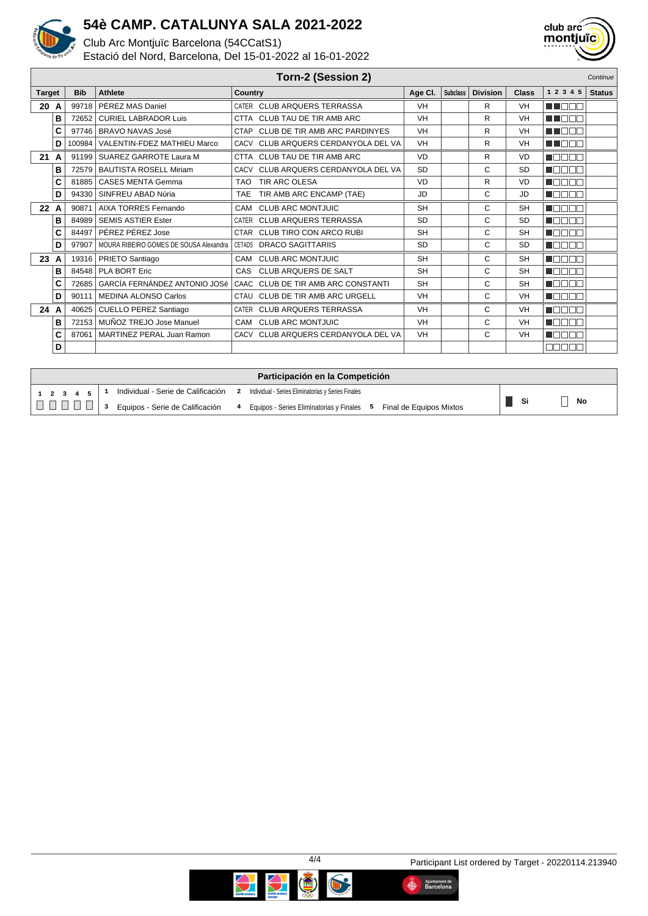# 54è CAMP. CATALUNYA SALA 2021-2022

Club Arc Montjuïc Barcelona (54CCatS1)
Estació del Nord, Barcelona, Del 15-01-2022 al 16-01-2022

## Torn-2 (Session 2)

*Continue*

| Target | | Bib | Athlete | Country | | Age Cl. | Subclass | Division | Class | 1 2 3 4 5 | Status |
|---|---|---|---|---|---|---|---|---|---|---|---|
| 20 | A | 99718 | PÉREZ MAS Daniel | CATER | CLUB ARQUERS TERRASSA | VH | | R | VH | ■■□□□ | |
| | B | 72652 | CURIEL LABRADOR Luis | CTTA | CLUB TAU DE TIR AMB ARC | VH | | R | VH | ■■□□□ | |
| | C | 97746 | BRAVO NAVAS José | CTAP | CLUB DE TIR AMB ARC PARDINYES | VH | | R | VH | ■■□□□ | |
| | D | 100984 | VALENTIN-FDEZ MATHIEU Marco | CACV | CLUB ARQUERS CERDANYOLA DEL VA | VH | | R | VH | ■■□□□ | |
| 21 | A | 91199 | SUAREZ GARROTE Laura M | CTTA | CLUB TAU DE TIR AMB ARC | VD | | R | VD | ■□□□□ | |
| | B | 72579 | BAUTISTA ROSELL Miriam | CACV | CLUB ARQUERS CERDANYOLA DEL VA | SD | | C | SD | ■□□□□ | |
| | C | 81885 | CASES MENTA Gemma | TAO | TIR ARC OLESA | VD | | R | VD | ■□□□□ | |
| | D | 94330 | SINFREU ABAD Núria | TAE | TIR AMB ARC ENCAMP (TAE) | JD | | C | JD | ■□□□□ | |
| 22 | A | 90871 | AIXA TORRES Fernando | CAM | CLUB ARC MONTJUIC | SH | | C | SH | ■□□□□ | |
| | B | 84989 | SEMIS ASTIER Ester | CATER | CLUB ARQUERS TERRASSA | SD | | C | SD | ■□□□□ | |
| | C | 84497 | PÉREZ PÉREZ Jose | CTAR | CLUB TIRO CON ARCO RUBI | SH | | C | SH | ■□□□□ | |
| | D | 97907 | MOURA RIBEIRO GOMES DE SOUSA Alexandra | CETADS | DRACO SAGITTARIIS | SD | | C | SD | ■□□□□ | |
| 23 | A | 19316 | PRIETO Santiago | CAM | CLUB ARC MONTJUIC | SH | | C | SH | ■□□□□ | |
| | B | 84548 | PLA BORT Eric | CAS | CLUB ARQUERS DE SALT | SH | | C | SH | ■□□□□ | |
| | C | 72685 | GARCÍA FERNÁNDEZ ANTONIO JOSé | CAAC | CLUB DE TIR AMB ARC CONSTANTI | SH | | C | SH | ■□□□□ | |
| | D | 90111 | MEDINA ALONSO Carlos | CTAU | CLUB DE TIR AMB ARC URGELL | VH | | C | VH | ■□□□□ | |
| 24 | A | 40625 | CUELLO PEREZ Santiago | CATER | CLUB ARQUERS TERRASSA | VH | | C | VH | ■□□□□ | |
| | B | 72153 | MUÑOZ TREJO Jose Manuel | CAM | CLUB ARC MONTJUIC | VH | | C | VH | ■□□□□ | |
| | C | 87061 | MARTINEZ PERAL Juan Ramon | CACV | CLUB ARQUERS CERDANYOLA DEL VA | VH | | C | VH | ■□□□□ | |
| | D | | | | | | | | | □□□□□ | |

### Participación en la Competición

| 1 2 3 4 5 | | | |
|---|---|---|---|
| □ □ □ □ □ | 1 Individual - Serie de Calificación | 2 Individual - Series Eliminatorias y Series Finales | ■ Si &nbsp; □ No |
| | 3 Equipos - Serie de Calificación | 4 Equipos - Series Eliminatorias y Finales &nbsp; 5 Final de Equipos Mixtos | |

Participant List ordered by Target - 20220114.213940